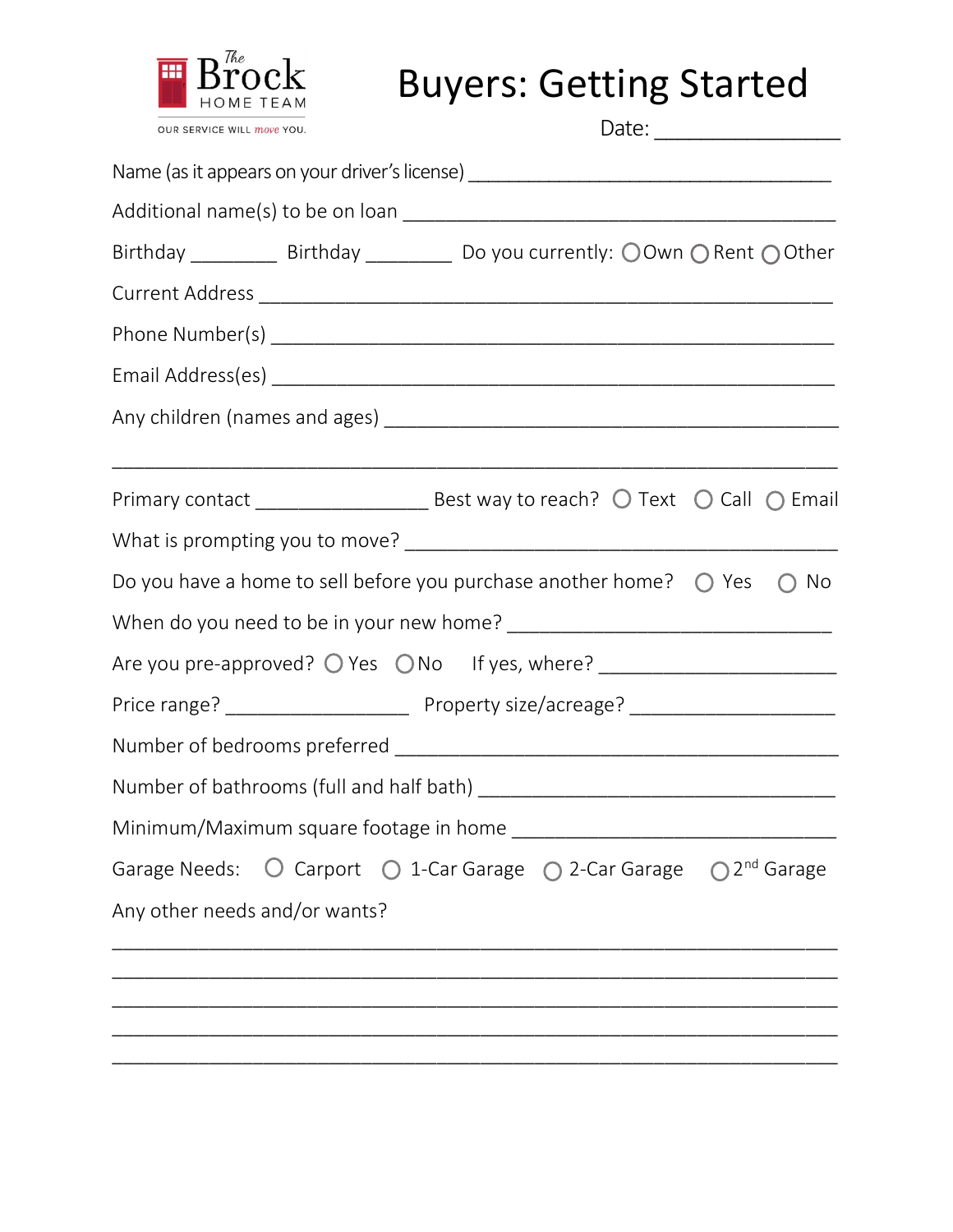The Brock HOME TEAM

OUR SERVICE WILL *move* YOU.

# Buyers: Getting Started

Date: _______________

Name (as it appears on your driver's license) ________________________________

Additional name(s) to be on loan ____________________________________

Birthday ________ Birthday ________ Do you currently: ○ Own ○ Rent ○ Other

Current Address ____________________________________________

Phone Number(s) ____________________________________________

Email Address(es) ____________________________________________

Any children (names and ages) ______________________________________

____________________________________________________________

Primary contact _______________ Best way to reach? ○ Text ○ Call ○ Email

What is prompting you to move? ______________________________________

Do you have a home to sell before you purchase another home? ○ Yes ○ No

When do you need to be in your new home? ______________________________

Are you pre-approved? ○ Yes ○ No If yes, where? _____________________

Price range? ________________ Property size/acreage? __________________

Number of bedrooms preferred ________________________________________

Number of bathrooms (full and half bath) ________________________________

Minimum/Maximum square footage in home _____________________________

Garage Needs: ○ Carport ○ 1-Car Garage ○ 2-Car Garage ○ 2nd Garage

Any other needs and/or wants?

____________________________________________________________

____________________________________________________________

____________________________________________________________

____________________________________________________________

____________________________________________________________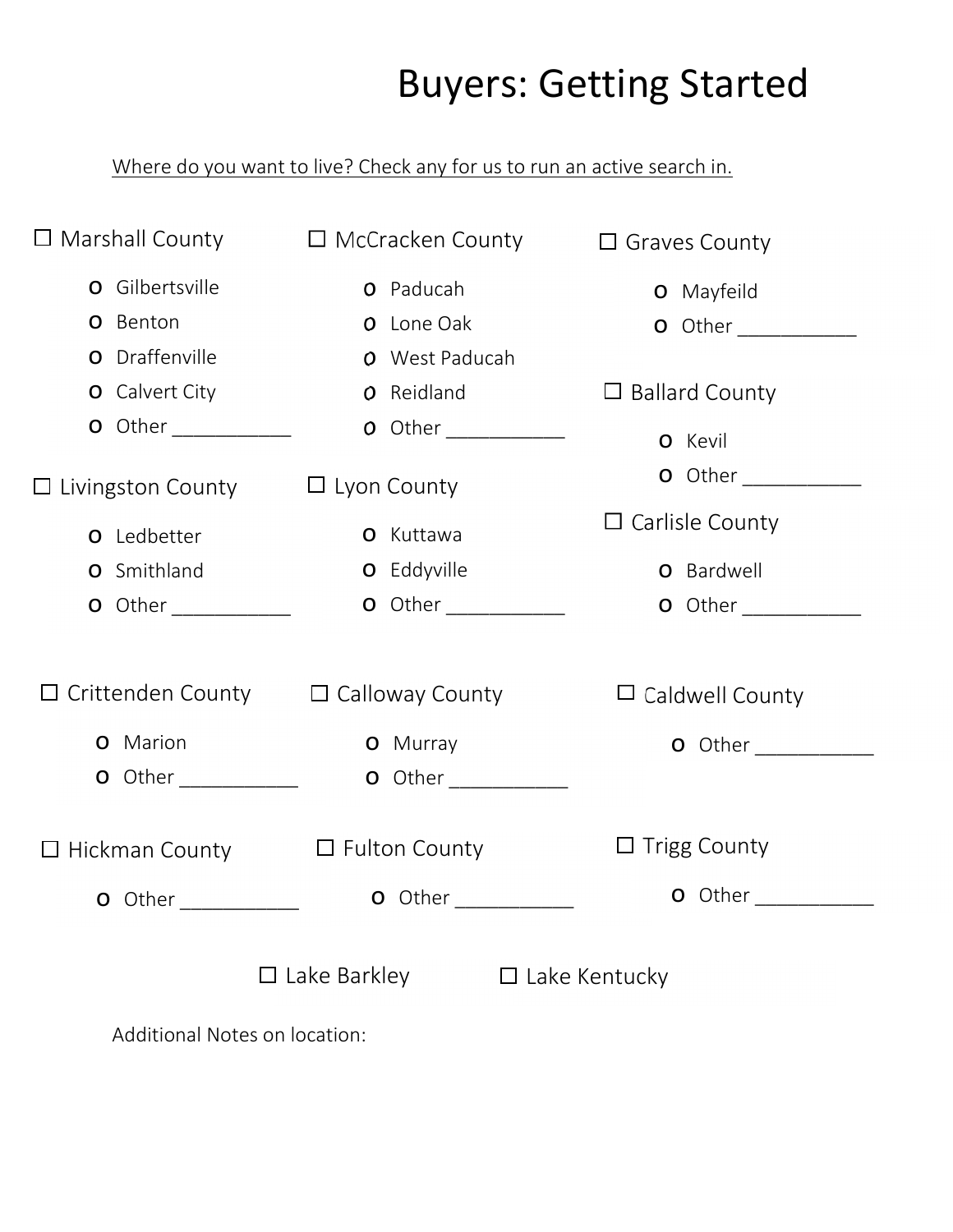# Buyers: Getting Started

Where do you want to live? Check any for us to run an active search in.

☐ Marshall County

- Gilbertsville
- Benton
- Draffenville
- Calvert City
- Other ___________

☐ McCracken County

- Paducah
- Lone Oak
- West Paducah
- Reidland
- Other ___________

☐ Graves County

- Mayfeild
- Other ___________

☐ Ballard County

- Kevil
- Other ___________

☐ Livingston County

- Ledbetter
- Smithland
- Other ___________

☐ Lyon County

- Kuttawa
- Eddyville
- Other ___________

☐ Carlisle County

- Bardwell
- Other ___________

☐ Crittenden County

- Marion
- Other ___________

☐ Calloway County

- Murray
- Other ___________

☐ Caldwell County

- Other ___________

☐ Hickman County

- Other ___________

☐ Fulton County

- Other ___________

☐ Trigg County

- Other ___________

☐ Lake Barkley ☐ Lake Kentucky

Additional Notes on location: